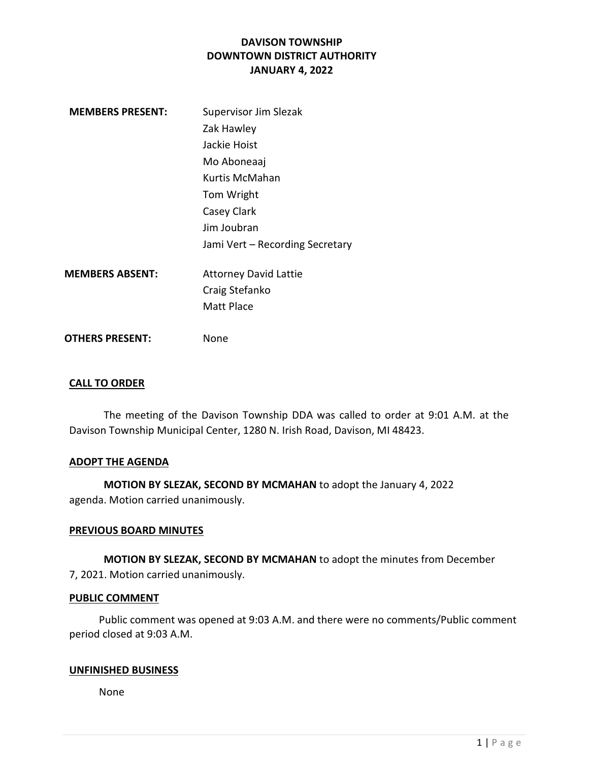# DAVISON TOWNSHIP
# DOWNTOWN DISTRICT AUTHORITY
# JANUARY 4, 2022

**MEMBERS PRESENT:**
Supervisor Jim Slezak
Zak Hawley
Jackie Hoist
Mo Aboneaaj
Kurtis McMahan
Tom Wright
Casey Clark
Jim Joubran
Jami Vert – Recording Secretary

**MEMBERS ABSENT:**
Attorney David Lattie
Craig Stefanko
Matt Place

**OTHERS PRESENT:** None

## CALL TO ORDER

The meeting of the Davison Township DDA was called to order at 9:01 A.M. at the Davison Township Municipal Center, 1280 N. Irish Road, Davison, MI 48423.

## ADOPT THE AGENDA

**MOTION BY SLEZAK, SECOND BY MCMAHAN** to adopt the January 4, 2022 agenda. Motion carried unanimously.

## PREVIOUS BOARD MINUTES

**MOTION BY SLEZAK, SECOND BY MCMAHAN** to adopt the minutes from December 7, 2021. Motion carried unanimously.

## PUBLIC COMMENT

Public comment was opened at 9:03 A.M. and there were no comments/Public comment period closed at 9:03 A.M.

## UNFINISHED BUSINESS

None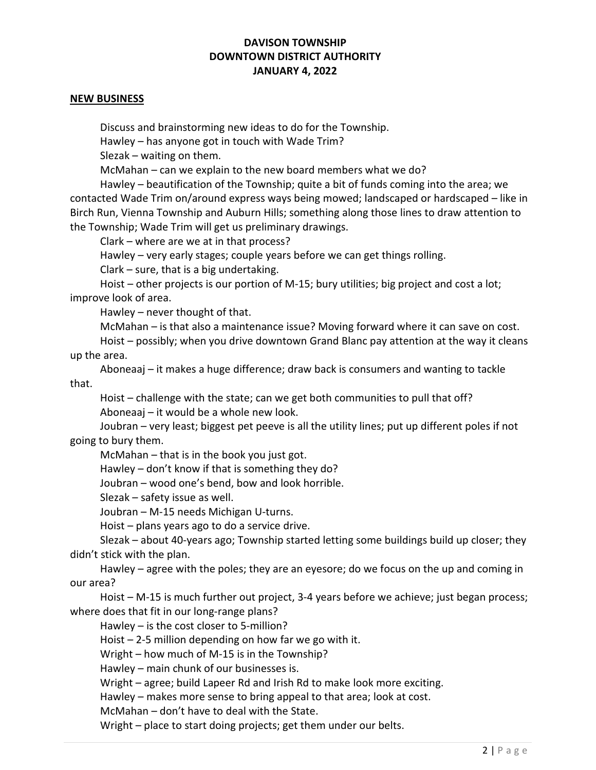**DAVISON TOWNSHIP**
**DOWNTOWN DISTRICT AUTHORITY**
**JANUARY 4, 2022**

**NEW BUSINESS**

Discuss and brainstorming new ideas to do for the Township.

Hawley – has anyone got in touch with Wade Trim?

Slezak – waiting on them.

McMahan – can we explain to the new board members what we do?

Hawley – beautification of the Township; quite a bit of funds coming into the area; we contacted Wade Trim on/around express ways being mowed; landscaped or hardscaped – like in Birch Run, Vienna Township and Auburn Hills; something along those lines to draw attention to the Township; Wade Trim will get us preliminary drawings.

Clark – where are we at in that process?

Hawley – very early stages; couple years before we can get things rolling.

Clark – sure, that is a big undertaking.

Hoist – other projects is our portion of M-15; bury utilities; big project and cost a lot; improve look of area.

Hawley – never thought of that.

McMahan – is that also a maintenance issue? Moving forward where it can save on cost.

Hoist – possibly; when you drive downtown Grand Blanc pay attention at the way it cleans up the area.

Aboneaaj – it makes a huge difference; draw back is consumers and wanting to tackle that.

Hoist – challenge with the state; can we get both communities to pull that off?

Aboneaaj – it would be a whole new look.

Joubran – very least; biggest pet peeve is all the utility lines; put up different poles if not going to bury them.

McMahan – that is in the book you just got.

Hawley – don't know if that is something they do?

Joubran – wood one's bend, bow and look horrible.

Slezak – safety issue as well.

Joubran – M-15 needs Michigan U-turns.

Hoist – plans years ago to do a service drive.

Slezak – about 40-years ago; Township started letting some buildings build up closer; they didn't stick with the plan.

Hawley – agree with the poles; they are an eyesore; do we focus on the up and coming in our area?

Hoist – M-15 is much further out project, 3-4 years before we achieve; just began process; where does that fit in our long-range plans?

Hawley – is the cost closer to 5-million?

Hoist – 2-5 million depending on how far we go with it.

Wright – how much of M-15 is in the Township?

Hawley – main chunk of our businesses is.

Wright – agree; build Lapeer Rd and Irish Rd to make look more exciting.

Hawley – makes more sense to bring appeal to that area; look at cost.

McMahan – don't have to deal with the State.

Wright – place to start doing projects; get them under our belts.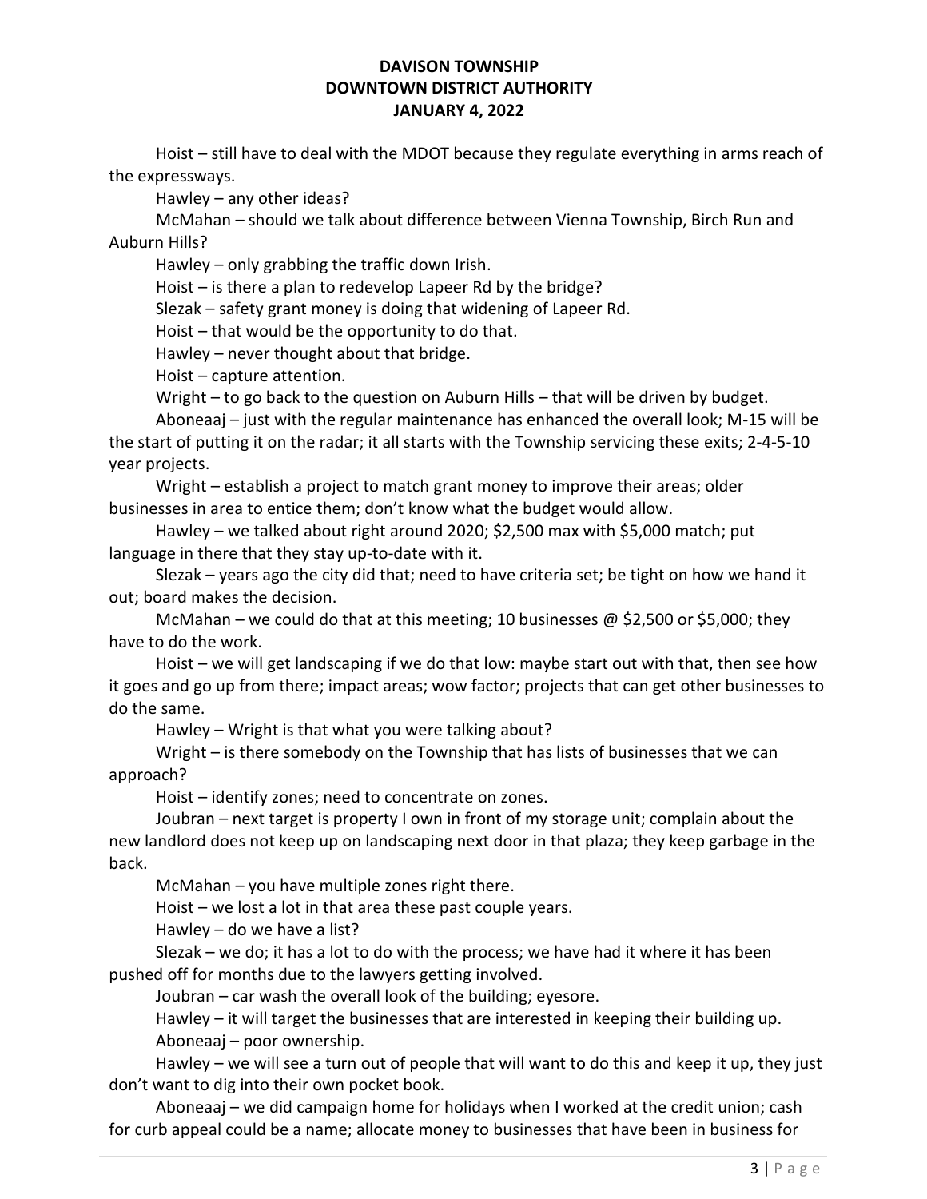Hoist – still have to deal with the MDOT because they regulate everything in arms reach of the expressways.

Hawley – any other ideas?

McMahan – should we talk about difference between Vienna Township, Birch Run and Auburn Hills?

Hawley – only grabbing the traffic down Irish.

Hoist – is there a plan to redevelop Lapeer Rd by the bridge?

Slezak – safety grant money is doing that widening of Lapeer Rd.

Hoist – that would be the opportunity to do that.

Hawley – never thought about that bridge.

Hoist – capture attention.

Wright – to go back to the question on Auburn Hills – that will be driven by budget.

Aboneaaj – just with the regular maintenance has enhanced the overall look; M-15 will be the start of putting it on the radar; it all starts with the Township servicing these exits; 2-4-5-10 year projects.

Wright – establish a project to match grant money to improve their areas; older businesses in area to entice them; don't know what the budget would allow.

Hawley – we talked about right around 2020; $2,500 max with $5,000 match; put language in there that they stay up-to-date with it.

Slezak – years ago the city did that; need to have criteria set; be tight on how we hand it out; board makes the decision.

McMahan – we could do that at this meeting; 10 businesses @ $2,500 or $5,000; they have to do the work.

Hoist – we will get landscaping if we do that low: maybe start out with that, then see how it goes and go up from there; impact areas; wow factor; projects that can get other businesses to do the same.

Hawley – Wright is that what you were talking about?

Wright – is there somebody on the Township that has lists of businesses that we can approach?

Hoist – identify zones; need to concentrate on zones.

Joubran – next target is property I own in front of my storage unit; complain about the new landlord does not keep up on landscaping next door in that plaza; they keep garbage in the back.

McMahan – you have multiple zones right there.

Hoist – we lost a lot in that area these past couple years.

Hawley – do we have a list?

Slezak – we do; it has a lot to do with the process; we have had it where it has been pushed off for months due to the lawyers getting involved.

Joubran – car wash the overall look of the building; eyesore.

Hawley – it will target the businesses that are interested in keeping their building up.

Aboneaaj – poor ownership.

Hawley – we will see a turn out of people that will want to do this and keep it up, they just don't want to dig into their own pocket book.

Aboneaaj – we did campaign home for holidays when I worked at the credit union; cash for curb appeal could be a name; allocate money to businesses that have been in business for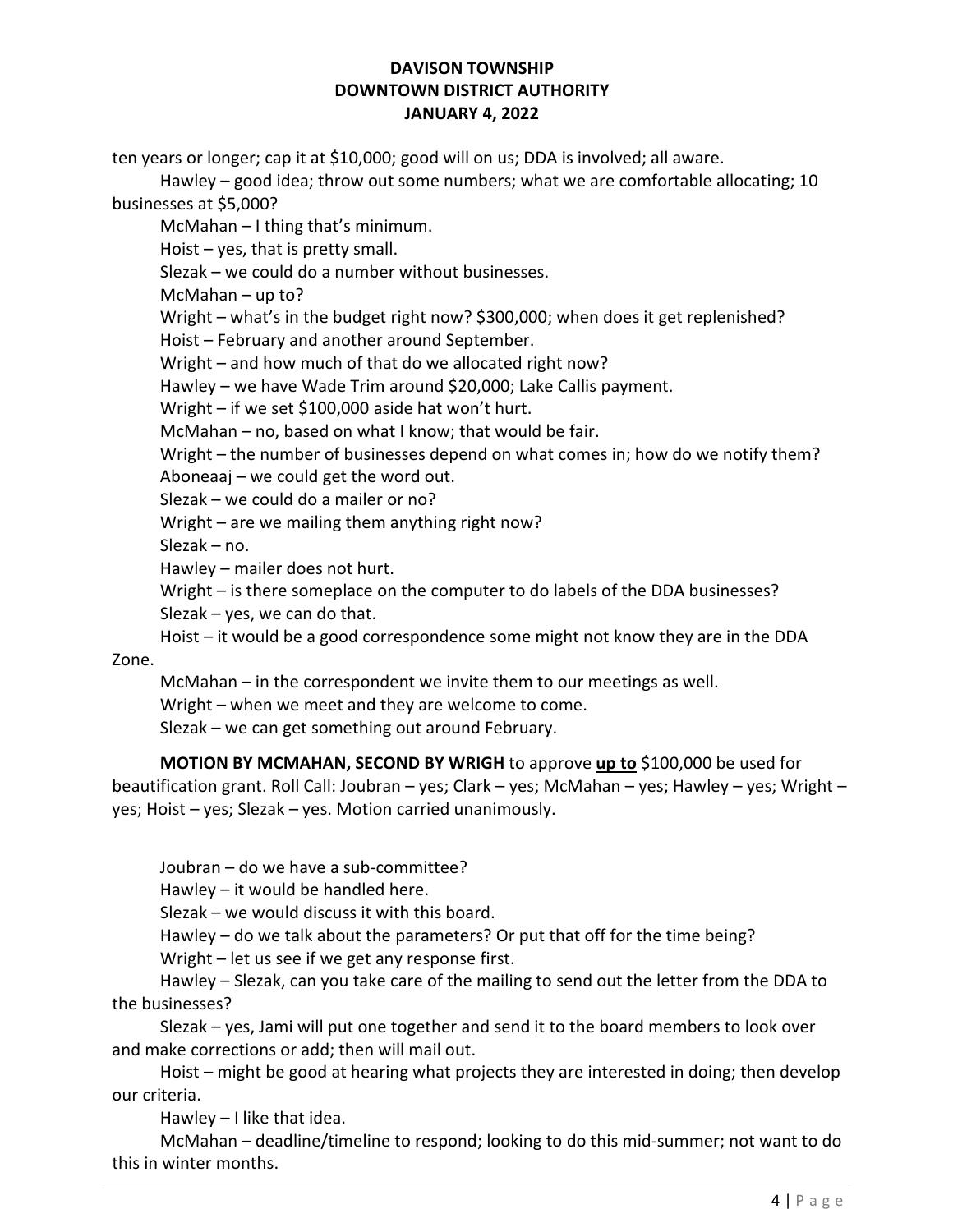ten years or longer; cap it at $10,000; good will on us; DDA is involved; all aware.

Hawley – good idea; throw out some numbers; what we are comfortable allocating; 10 businesses at $5,000?

McMahan – I thing that's minimum.

Hoist – yes, that is pretty small.

Slezak – we could do a number without businesses.

McMahan – up to?

Wright – what's in the budget right now? $300,000; when does it get replenished?

Hoist – February and another around September.

Wright – and how much of that do we allocated right now?

Hawley – we have Wade Trim around $20,000; Lake Callis payment.

Wright – if we set $100,000 aside hat won't hurt.

McMahan – no, based on what I know; that would be fair.

Wright – the number of businesses depend on what comes in; how do we notify them?

Aboneaaj – we could get the word out.

Slezak – we could do a mailer or no?

Wright – are we mailing them anything right now?

Slezak – no.

Hawley – mailer does not hurt.

Wright – is there someplace on the computer to do labels of the DDA businesses?

Slezak – yes, we can do that.

Hoist – it would be a good correspondence some might not know they are in the DDA Zone.

McMahan – in the correspondent we invite them to our meetings as well.

Wright – when we meet and they are welcome to come.

Slezak – we can get something out around February.

**MOTION BY MCMAHAN, SECOND BY WRIGH** to approve **up to** $100,000 be used for beautification grant. Roll Call: Joubran – yes; Clark – yes; McMahan – yes; Hawley – yes; Wright – yes; Hoist – yes; Slezak – yes. Motion carried unanimously.

Joubran – do we have a sub-committee?

Hawley – it would be handled here.

Slezak – we would discuss it with this board.

Hawley – do we talk about the parameters? Or put that off for the time being?

Wright – let us see if we get any response first.

Hawley – Slezak, can you take care of the mailing to send out the letter from the DDA to the businesses?

Slezak – yes, Jami will put one together and send it to the board members to look over and make corrections or add; then will mail out.

Hoist – might be good at hearing what projects they are interested in doing; then develop our criteria.

Hawley – I like that idea.

McMahan – deadline/timeline to respond; looking to do this mid-summer; not want to do this in winter months.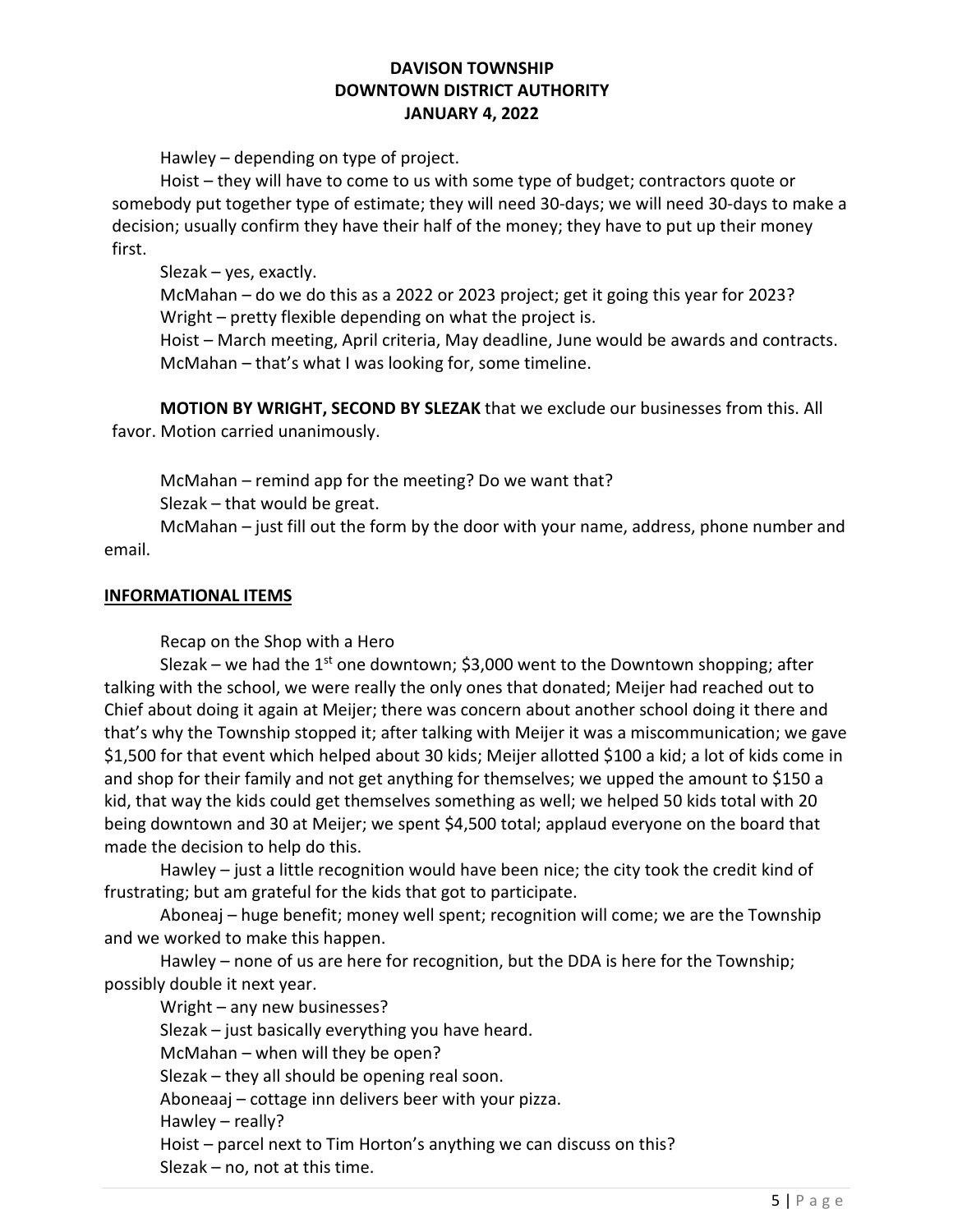Hawley – depending on type of project.

Hoist – they will have to come to us with some type of budget; contractors quote or somebody put together type of estimate; they will need 30-days; we will need 30-days to make a decision; usually confirm they have their half of the money; they have to put up their money first.

Slezak – yes, exactly.

McMahan – do we do this as a 2022 or 2023 project; get it going this year for 2023?

Wright – pretty flexible depending on what the project is.

Hoist – March meeting, April criteria, May deadline, June would be awards and contracts.

McMahan – that's what I was looking for, some timeline.

**MOTION BY WRIGHT, SECOND BY SLEZAK** that we exclude our businesses from this. All favor. Motion carried unanimously.

McMahan – remind app for the meeting? Do we want that?

Slezak – that would be great.

McMahan – just fill out the form by the door with your name, address, phone number and email.

## INFORMATIONAL ITEMS

Recap on the Shop with a Hero

Slezak – we had the 1st one downtown; $3,000 went to the Downtown shopping; after talking with the school, we were really the only ones that donated; Meijer had reached out to Chief about doing it again at Meijer; there was concern about another school doing it there and that's why the Township stopped it; after talking with Meijer it was a miscommunication; we gave $1,500 for that event which helped about 30 kids; Meijer allotted $100 a kid; a lot of kids come in and shop for their family and not get anything for themselves; we upped the amount to $150 a kid, that way the kids could get themselves something as well; we helped 50 kids total with 20 being downtown and 30 at Meijer; we spent $4,500 total; applaud everyone on the board that made the decision to help do this.

Hawley – just a little recognition would have been nice; the city took the credit kind of frustrating; but am grateful for the kids that got to participate.

Aboneaj – huge benefit; money well spent; recognition will come; we are the Township and we worked to make this happen.

Hawley – none of us are here for recognition, but the DDA is here for the Township; possibly double it next year.

Wright – any new businesses?

Slezak – just basically everything you have heard.

McMahan – when will they be open?

Slezak – they all should be opening real soon.

Aboneaaj – cottage inn delivers beer with your pizza.

Hawley – really?

Hoist – parcel next to Tim Horton's anything we can discuss on this?

Slezak – no, not at this time.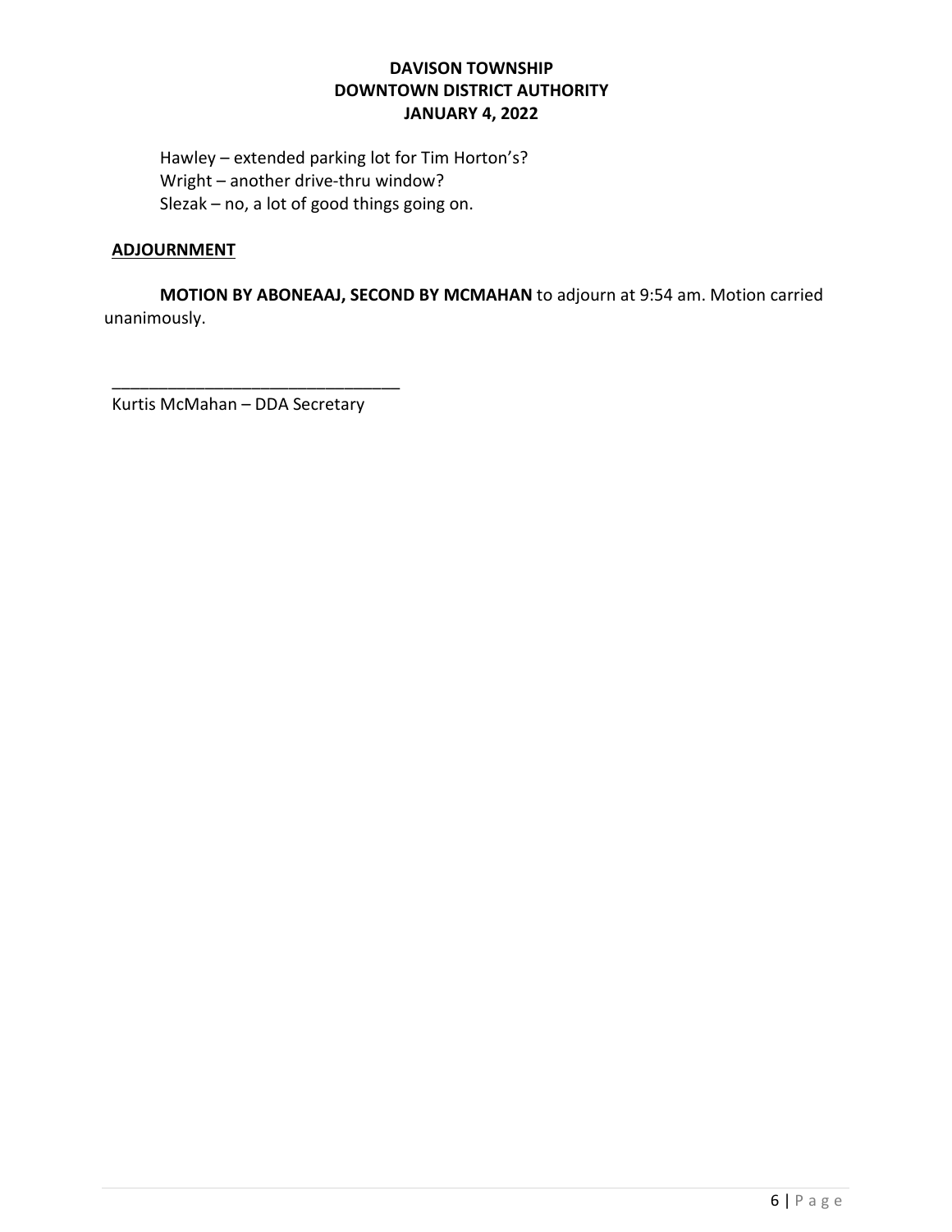Hawley – extended parking lot for Tim Horton's?
Wright – another drive-thru window?
Slezak – no, a lot of good things going on.

**ADJOURNMENT**

**MOTION BY ABONEAAJ, SECOND BY MCMAHAN** to adjourn at 9:54 am. Motion carried unanimously.

_______________________________
Kurtis McMahan – DDA Secretary